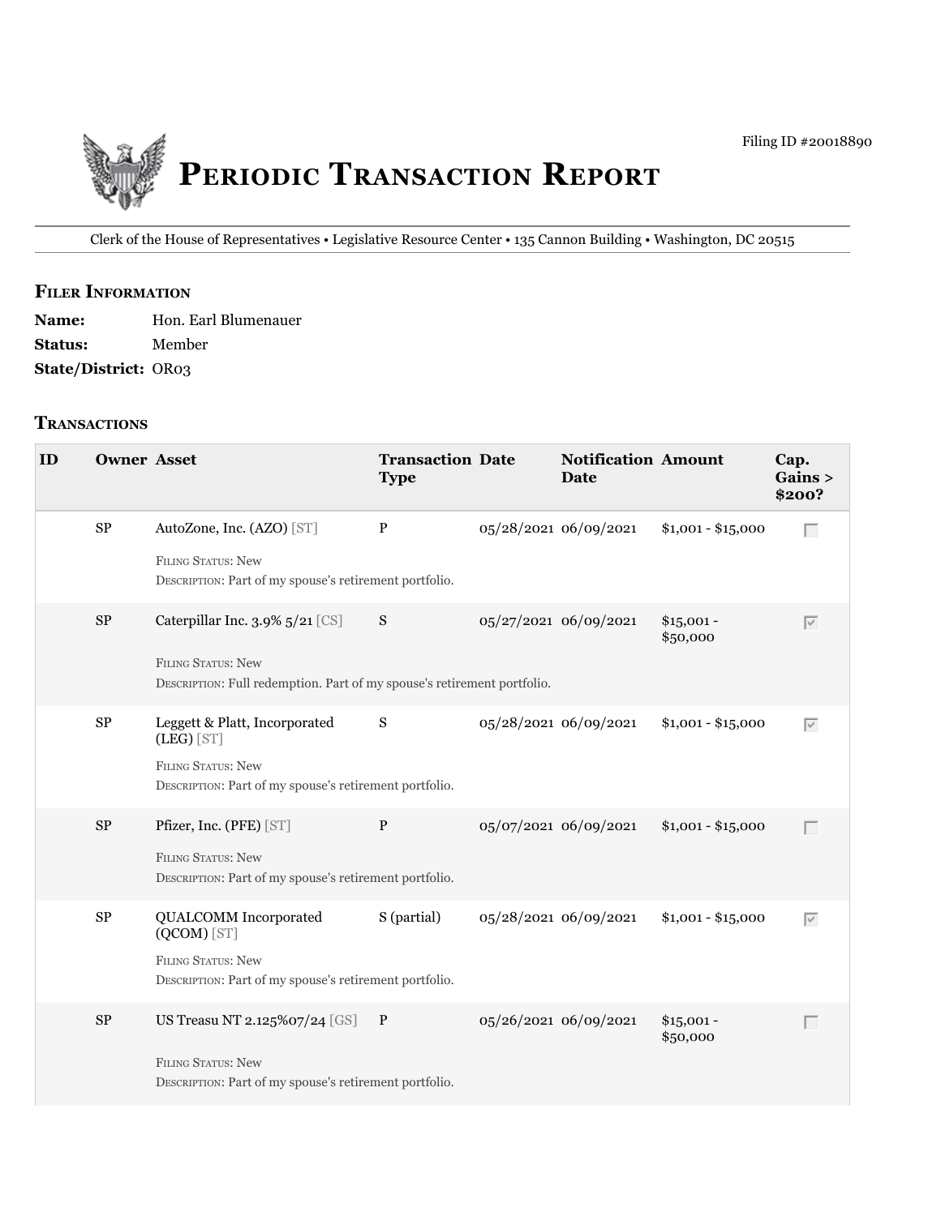Filing ID #20018890

# Periodic Transaction Report

Clerk of the House of Representatives • Legislative Resource Center • 135 Cannon Building • Washington, DC 20515

## Filer Information

**Name:** Hon. Earl Blumenauer

**Status:** Member

**State/District:** OR03

## Transactions

| ID | Owner | Asset | Transaction Type | Date | Notification Date | Amount | Cap. Gains > $200? |
|---|---|---|---|---|---|---|---|
| | SP | AutoZone, Inc. (AZO) [ST]<br>Filing Status: New<br>Description: Part of my spouse's retirement portfolio. | P | 05/28/2021 | 06/09/2021 | $1,001 - $15,000 | ☐ |
| | SP | Caterpillar Inc. 3.9% 5/21 [CS]<br>Filing Status: New<br>Description: Full redemption. Part of my spouse's retirement portfolio. | S | 05/27/2021 | 06/09/2021 | $15,001 - $50,000 | ☑ |
| | SP | Leggett & Platt, Incorporated (LEG) [ST]<br>Filing Status: New<br>Description: Part of my spouse's retirement portfolio. | S | 05/28/2021 | 06/09/2021 | $1,001 - $15,000 | ☑ |
| | SP | Pfizer, Inc. (PFE) [ST]<br>Filing Status: New<br>Description: Part of my spouse's retirement portfolio. | P | 05/07/2021 | 06/09/2021 | $1,001 - $15,000 | ☐ |
| | SP | QUALCOMM Incorporated (QCOM) [ST]<br>Filing Status: New<br>Description: Part of my spouse's retirement portfolio. | S (partial) | 05/28/2021 | 06/09/2021 | $1,001 - $15,000 | ☑ |
| | SP | US Treasu NT 2.125%07/24 [GS]<br>Filing Status: New<br>Description: Part of my spouse's retirement portfolio. | P | 05/26/2021 | 06/09/2021 | $15,001 - $50,000 | ☐ |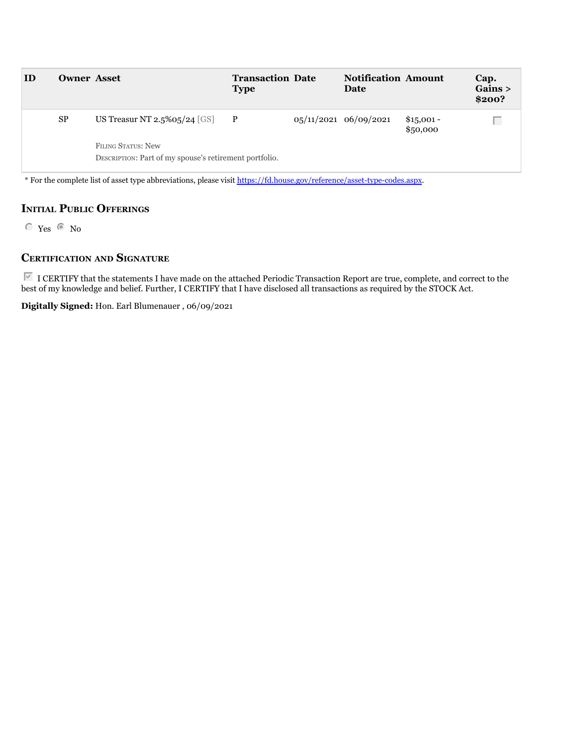| ID | Owner | Asset | Transaction Type | Date | Notification Date | Amount | Cap. Gains > $200? |
|---|---|---|---|---|---|---|---|
| | SP | US Treasur NT 2.5%05/24 [GS] | P | 05/11/2021 | 06/09/2021 | $15,001 - $50,000 | ☐ |
| | | FILING STATUS: New<br>DESCRIPTION: Part of my spouse's retirement portfolio. | | | | | |

* For the complete list of asset type abbreviations, please visit https://fd.house.gov/reference/asset-type-codes.aspx.

## Initial Public Offerings

○ Yes ◉ No

## Certification and Signature

☑ I CERTIFY that the statements I have made on the attached Periodic Transaction Report are true, complete, and correct to the best of my knowledge and belief. Further, I CERTIFY that I have disclosed all transactions as required by the STOCK Act.

**Digitally Signed:** Hon. Earl Blumenauer , 06/09/2021